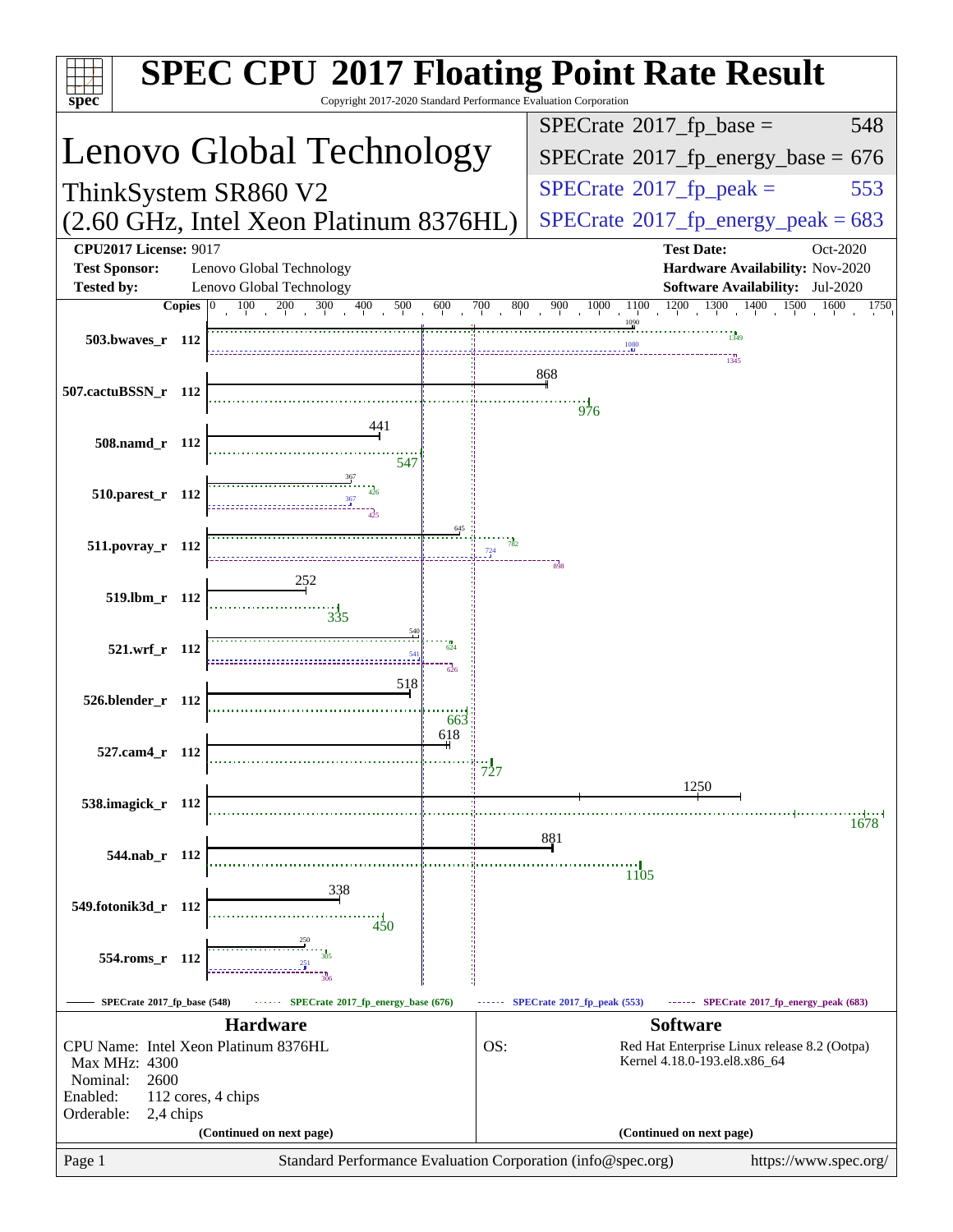# SPEC CPU 2017 Floating Point Rate Result

Copyright 2017-2020 Standard Performance Evaluation Corporation

## Lenovo Global Technology

ThinkSystem SR860 V2
(2.60 GHz, Intel Xeon Platinum 8376HL)

| Metric | Value |
|---|---|
| SPECrate 2017_fp_base = | 548 |
| SPECrate 2017_fp_energy_base = | 676 |
| SPECrate 2017_fp_peak = | 553 |
| SPECrate 2017_fp_energy_peak = | 683 |

**CPU2017 License:** 9017
**Test Sponsor:** Lenovo Global Technology
**Tested by:** Lenovo Global Technology
**Test Date:** Oct-2020
**Hardware Availability:** Nov-2020
**Software Availability:** Jul-2020

| Benchmark | Copies | Base | Energy Base | Peak | Energy Peak |
|---|---|---|---|---|---|
| 503.bwaves_r | 112 | 1090 | 1349 | 1080 | 1345 |
| 507.cactuBSSN_r | 112 | 868 | 976 | | |
| 508.namd_r | 112 | 441 | 547 | | |
| 510.parest_r | 112 | 367 | 426 | 367 | 425 |
| 511.povray_r | 112 | 645 | 782 | 724 | 898 |
| 519.lbm_r | 112 | 252 | 335 | | |
| 521.wrf_r | 112 | 540 | 624 | 541 | 626 |
| 526.blender_r | 112 | 518 | 663 | | |
| 527.cam4_r | 112 | 618 | 727 | | |
| 538.imagick_r | 112 | 1250 | 1678 | | |
| 544.nab_r | 112 | 881 | 1105 | | |
| 549.fotonik3d_r | 112 | 338 | 450 | | |
| 554.roms_r | 112 | 250 | 305 | 251 | 306 |

SPECrate 2017_fp_base (548) · SPECrate 2017_fp_energy_base (676) · SPECrate 2017_fp_peak (553) · SPECrate 2017_fp_energy_peak (683)

### Hardware

CPU Name: Intel Xeon Platinum 8376HL
Max MHz: 4300
Nominal: 2600
Enabled: 112 cores, 4 chips
Orderable: 2,4 chips

(Continued on next page)

### Software

OS: Red Hat Enterprise Linux release 8.2 (Ootpa)
Kernel 4.18.0-193.el8.x86_64

(Continued on next page)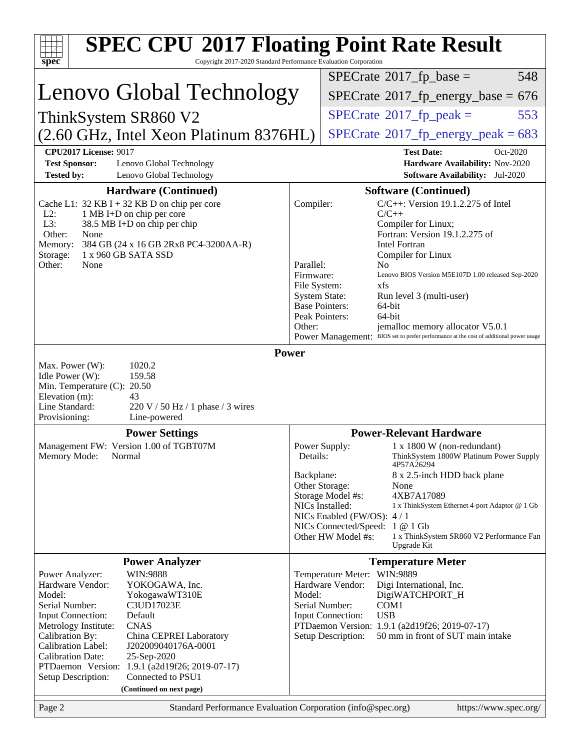# SPEC CPU 2017 Floating Point Rate Result

Copyright 2017-2020 Standard Performance Evaluation Corporation

## Lenovo Global Technology

ThinkSystem SR860 V2
(2.60 GHz, Intel Xeon Platinum 8376HL)

| | |
|---|---|
| SPECrate 2017_fp_base = | 548 |
| SPECrate 2017_fp_energy_base = | 676 |
| SPECrate 2017_fp_peak = | 553 |
| SPECrate 2017_fp_energy_peak = | 683 |

**CPU2017 License:** 9017
**Test Sponsor:** Lenovo Global Technology
**Tested by:** Lenovo Global Technology
**Test Date:** Oct-2020
**Hardware Availability:** Nov-2020
**Software Availability:** Jul-2020

### Hardware (Continued)

| | |
|---|---|
| Cache L1: | 32 KB I + 32 KB D on chip per core |
| L2: | 1 MB I+D on chip per core |
| L3: | 38.5 MB I+D on chip per chip |
| Other: | None |
| Memory: | 384 GB (24 x 16 GB 2Rx8 PC4-3200AA-R) |
| Storage: | 1 x 960 GB SATA SSD |
| Other: | None |

### Software (Continued)

| | |
|---|---|
| Compiler: | C/C++: Version 19.1.2.275 of Intel C/C++ Compiler for Linux; Fortran: Version 19.1.2.275 of Intel Fortran Compiler for Linux |
| Parallel: | No |
| Firmware: | Lenovo BIOS Version M5E107D 1.00 released Sep-2020 |
| File System: | xfs |
| System State: | Run level 3 (multi-user) |
| Base Pointers: | 64-bit |
| Peak Pointers: | 64-bit |
| Other: | jemalloc memory allocator V5.0.1 |
| Power Management: | BIOS set to prefer performance at the cost of additional power usage |

### Power

| | |
|---|---|
| Max. Power (W): | 1020.2 |
| Idle Power (W): | 159.58 |
| Min. Temperature (C): | 20.50 |
| Elevation (m): | 43 |
| Line Standard: | 220 V / 50 Hz / 1 phase / 3 wires |
| Provisioning: | Line-powered |

### Power Settings

| | |
|---|---|
| Management FW: | Version 1.00 of TGBT07M |
| Memory Mode: | Normal |

### Power-Relevant Hardware

| | |
|---|---|
| Power Supply: | 1 x 1800 W (non-redundant) |
| Details: | ThinkSystem 1800W Platinum Power Supply 4P57A26294 |
| Backplane: | 8 x 2.5-inch HDD back plane |
| Other Storage: | None |
| Storage Model #s: | 4XB7A17089 |
| NICs Installed: | 1 x ThinkSystem Ethernet 4-port Adaptor @ 1 Gb |
| NICs Enabled (FW/OS): | 4 / 1 |
| NICs Connected/Speed: | 1 @ 1 Gb |
| Other HW Model #s: | 1 x ThinkSystem SR860 V2 Performance Fan Upgrade Kit |

### Power Analyzer

| | |
|---|---|
| Power Analyzer: | WIN:9888 |
| Hardware Vendor: | YOKOGAWA, Inc. |
| Model: | YokogawaWT310E |
| Serial Number: | C3UD17023E |
| Input Connection: | Default |
| Metrology Institute: | CNAS |
| Calibration By: | China CEPREI Laboratory |
| Calibration Label: | J202009040176A-0001 |
| Calibration Date: | 25-Sep-2020 |
| PTDaemon Version: | 1.9.1 (a2d19f26; 2019-07-17) |
| Setup Description: | Connected to PSU1 |

(Continued on next page)

### Temperature Meter

| | |
|---|---|
| Temperature Meter: | WIN:9889 |
| Hardware Vendor: | Digi International, Inc. |
| Model: | DigiWATCHPORT_H |
| Serial Number: | COM1 |
| Input Connection: | USB |
| PTDaemon Version: | 1.9.1 (a2d19f26; 2019-07-17) |
| Setup Description: | 50 mm in front of SUT main intake |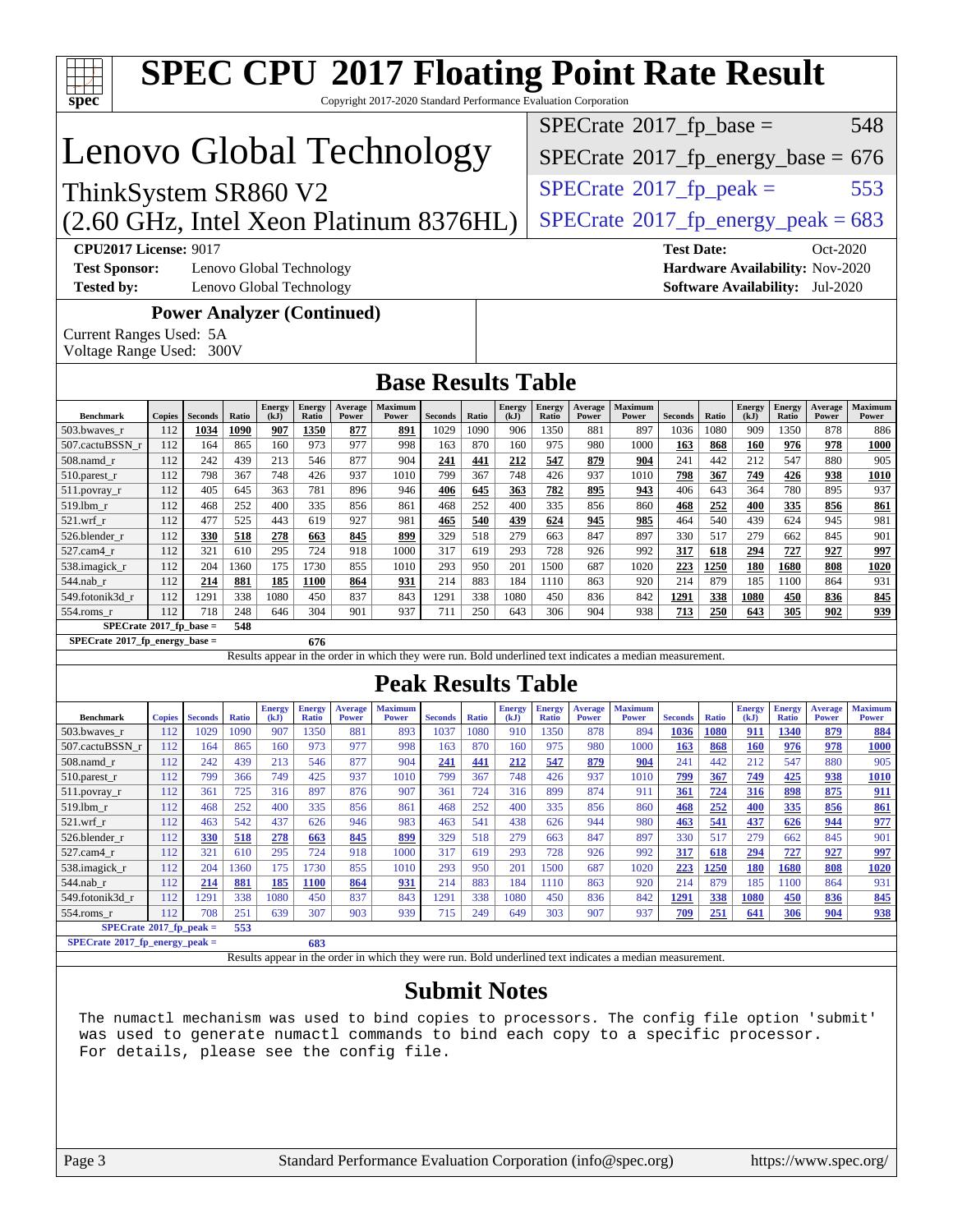# SPEC CPU 2017 Floating Point Rate Result

Copyright 2017-2020 Standard Performance Evaluation Corporation

# Lenovo Global Technology

ThinkSystem SR860 V2
(2.60 GHz, Intel Xeon Platinum 8376HL)

| | |
|---|---|
| SPECrate 2017_fp_base = | 548 |
| SPECrate 2017_fp_energy_base = | 676 |
| SPECrate 2017_fp_peak = | 553 |
| SPECrate 2017_fp_energy_peak = | 683 |

**CPU2017 License:** 9017
**Test Sponsor:** Lenovo Global Technology
**Tested by:** Lenovo Global Technology
**Test Date:** Oct-2020
**Hardware Availability:** Nov-2020
**Software Availability:** Jul-2020

### Power Analyzer (Continued)

Current Ranges Used: 5A
Voltage Range Used: 300V

## Base Results Table

| Benchmark | Copies | Seconds | Ratio | Energy (kJ) | Energy Ratio | Average Power | Maximum Power | Seconds | Ratio | Energy (kJ) | Energy Ratio | Average Power | Maximum Power | Seconds | Ratio | Energy (kJ) | Energy Ratio | Average Power | Maximum Power |
|---|---|---|---|---|---|---|---|---|---|---|---|---|---|---|---|---|---|---|---|
| 503.bwaves_r | 112 | **1034** | **1090** | **907** | **1350** | **877** | **891** | 1029 | 1090 | 906 | 1350 | 881 | 897 | 1036 | 1080 | 909 | 1350 | 878 | 886 |
| 507.cactuBSSN_r | 112 | 164 | 865 | 160 | 973 | 977 | 998 | 163 | 870 | 160 | 975 | 980 | 1000 | **163** | **868** | **160** | **976** | **978** | **1000** |
| 508.namd_r | 112 | 242 | 439 | 213 | 546 | 877 | 904 | **241** | **441** | **212** | **547** | **879** | **904** | 241 | 442 | 212 | 547 | 880 | 905 |
| 510.parest_r | 112 | 798 | 367 | 748 | 426 | 937 | 1010 | 799 | 367 | 748 | 426 | 937 | 1010 | **798** | **367** | **749** | **426** | **938** | **1010** |
| 511.povray_r | 112 | 405 | 645 | 363 | 781 | 896 | 946 | **406** | **645** | **363** | **782** | **895** | **943** | 406 | 643 | 364 | 780 | 895 | 937 |
| 519.lbm_r | 112 | 468 | 252 | 400 | 335 | 856 | 861 | 468 | 252 | 400 | 335 | 856 | 860 | **468** | **252** | **400** | **335** | **856** | **861** |
| 521.wrf_r | 112 | 477 | 525 | 443 | 619 | 927 | 981 | **465** | **540** | **439** | **624** | **945** | **985** | 464 | 540 | 439 | 624 | 945 | 981 |
| 526.blender_r | 112 | **330** | **518** | **278** | **663** | **845** | **899** | 329 | 518 | 279 | 663 | 847 | 897 | 330 | 517 | 279 | 662 | 845 | 901 |
| 527.cam4_r | 112 | 321 | 610 | 295 | 724 | 918 | 1000 | 317 | 619 | 293 | 728 | 926 | 992 | **317** | **618** | **294** | **727** | **927** | **997** |
| 538.imagick_r | 112 | 204 | 1360 | 175 | 1730 | 855 | 1010 | 293 | 950 | 201 | 1500 | 687 | 1020 | **223** | **1250** | **180** | **1680** | **808** | **1020** |
| 544.nab_r | 112 | **214** | **881** | **185** | **1100** | **864** | **931** | 214 | 883 | 184 | 1110 | 863 | 920 | 214 | 879 | 185 | 1100 | 864 | 931 |
| 549.fotonik3d_r | 112 | 1291 | 338 | 1080 | 450 | 837 | 843 | 1291 | 338 | 1080 | 450 | 836 | 842 | **1291** | **338** | **1080** | **450** | **836** | **845** |
| 554.roms_r | 112 | 718 | 248 | 646 | 304 | 901 | 937 | 711 | 250 | 643 | 306 | 904 | 938 | **713** | **250** | **643** | **305** | **902** | **939** |

SPECrate 2017_fp_base = 548

SPECrate 2017_fp_energy_base = 676

Results appear in the order in which they were run. Bold underlined text indicates a median measurement.

## Peak Results Table

| Benchmark | Copies | Seconds | Ratio | Energy (kJ) | Energy Ratio | Average Power | Maximum Power | Seconds | Ratio | Energy (kJ) | Energy Ratio | Average Power | Maximum Power | Seconds | Ratio | Energy (kJ) | Energy Ratio | Average Power | Maximum Power |
|---|---|---|---|---|---|---|---|---|---|---|---|---|---|---|---|---|---|---|---|
| 503.bwaves_r | 112 | 1029 | 1090 | 907 | 1350 | 881 | 893 | 1037 | 1080 | 910 | 1350 | 878 | 894 | **1036** | **1080** | **911** | **1340** | **879** | **884** |
| 507.cactuBSSN_r | 112 | 164 | 865 | 160 | 973 | 977 | 998 | 163 | 870 | 160 | 975 | 980 | 1000 | **163** | **868** | **160** | **976** | **978** | **1000** |
| 508.namd_r | 112 | 242 | 439 | 213 | 546 | 877 | 904 | **241** | **441** | **212** | **547** | **879** | **904** | 241 | 442 | 212 | 547 | 880 | 905 |
| 510.parest_r | 112 | 799 | 366 | 749 | 425 | 937 | 1010 | 799 | 367 | 748 | 426 | 937 | 1010 | **799** | **367** | **749** | **425** | **938** | **1010** |
| 511.povray_r | 112 | 361 | 725 | 316 | 897 | 876 | 907 | 361 | 724 | 316 | 899 | 874 | 911 | **361** | **724** | **316** | **898** | **875** | **911** |
| 519.lbm_r | 112 | 468 | 252 | 400 | 335 | 856 | 861 | 468 | 252 | 400 | 335 | 856 | 860 | **468** | **252** | **400** | **335** | **856** | **861** |
| 521.wrf_r | 112 | 463 | 542 | 437 | 626 | 946 | 983 | 463 | 541 | 438 | 626 | 944 | 980 | **463** | **541** | **437** | **626** | **944** | **977** |
| 526.blender_r | 112 | **330** | **518** | **278** | **663** | **845** | **899** | 329 | 518 | 279 | 663 | 847 | 897 | 330 | 517 | 279 | 662 | 845 | 901 |
| 527.cam4_r | 112 | 321 | 610 | 295 | 724 | 918 | 1000 | 317 | 619 | 293 | 728 | 926 | 992 | **317** | **618** | **294** | **727** | **927** | **997** |
| 538.imagick_r | 112 | 204 | 1360 | 175 | 1730 | 855 | 1010 | 293 | 950 | 201 | 1500 | 687 | 1020 | **223** | **1250** | **180** | **1680** | **808** | **1020** |
| 544.nab_r | 112 | **214** | **881** | **185** | **1100** | **864** | **931** | 214 | 883 | 184 | 1110 | 863 | 920 | 214 | 879 | 185 | 1100 | 864 | 931 |
| 549.fotonik3d_r | 112 | 1291 | 338 | 1080 | 450 | 837 | 843 | 1291 | 338 | 1080 | 450 | 836 | 842 | **1291** | **338** | **1080** | **450** | **836** | **845** |
| 554.roms_r | 112 | 708 | 251 | 639 | 307 | 903 | 939 | 715 | 249 | 649 | 303 | 907 | 937 | **709** | **251** | **641** | **306** | **904** | **938** |

SPECrate 2017_fp_peak = 553

SPECrate 2017_fp_energy_peak = 683

Results appear in the order in which they were run. Bold underlined text indicates a median measurement.

## Submit Notes

```
The numactl mechanism was used to bind copies to processors. The config file option 'submit'
was used to generate numactl commands to bind each copy to a specific processor.
For details, please see the config file.
```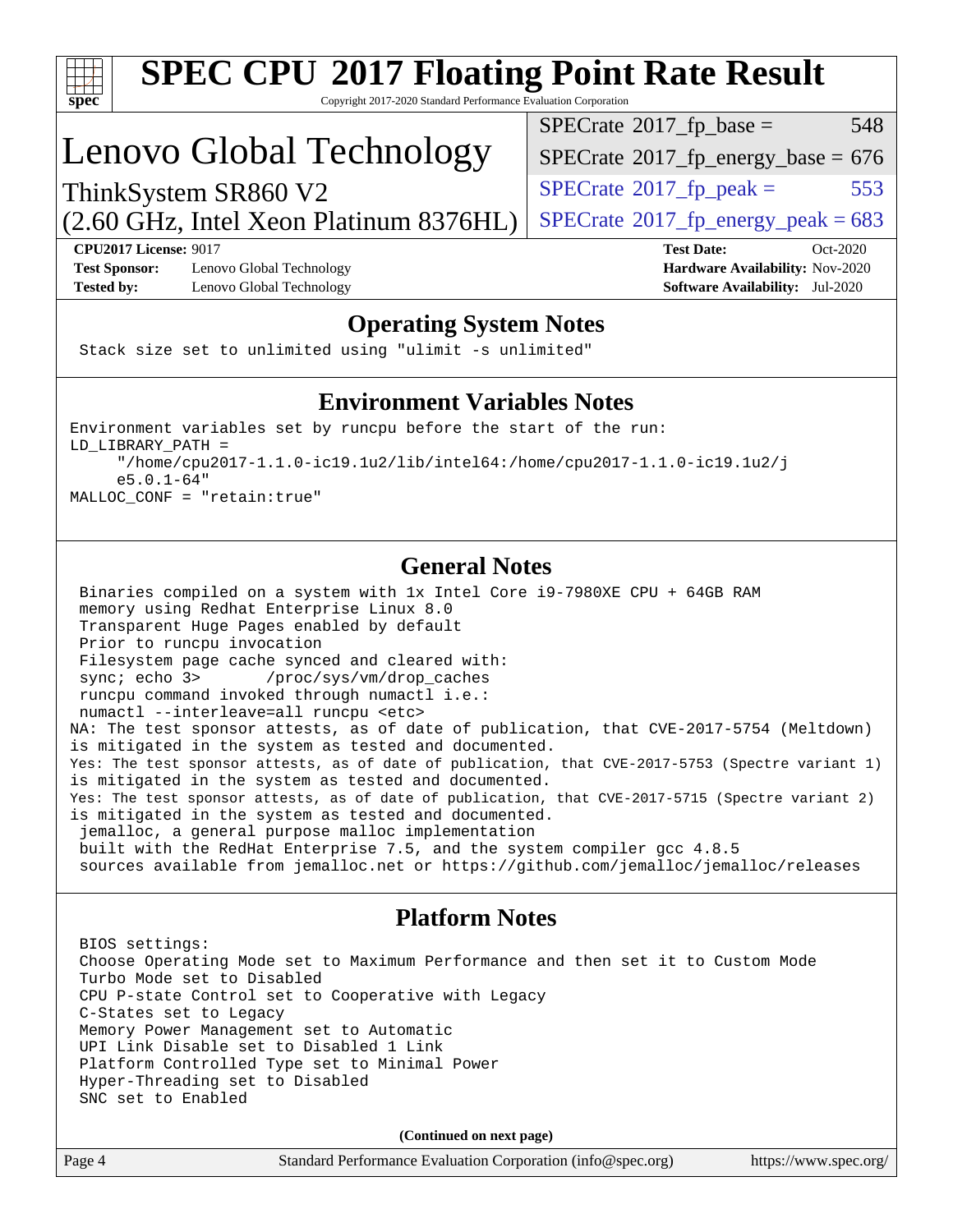# SPEC CPU 2017 Floating Point Rate Result

Copyright 2017-2020 Standard Performance Evaluation Corporation

## Lenovo Global Technology

ThinkSystem SR860 V2
(2.60 GHz, Intel Xeon Platinum 8376HL)

| | |
|---|---|
| SPECrate 2017_fp_base = | 548 |
| SPECrate 2017_fp_energy_base = | 676 |
| SPECrate 2017_fp_peak = | 553 |
| SPECrate 2017_fp_energy_peak = | 683 |

**CPU2017 License:** 9017
**Test Sponsor:** Lenovo Global Technology
**Tested by:** Lenovo Global Technology
**Test Date:** Oct-2020
**Hardware Availability:** Nov-2020
**Software Availability:** Jul-2020

### Operating System Notes

```
Stack size set to unlimited using "ulimit -s unlimited"
```

### Environment Variables Notes

```
Environment variables set by runcpu before the start of the run:
LD_LIBRARY_PATH =
     "/home/cpu2017-1.1.0-ic19.1u2/lib/intel64:/home/cpu2017-1.1.0-ic19.1u2/j
     e5.0.1-64"
MALLOC_CONF = "retain:true"
```

### General Notes

```
 Binaries compiled on a system with 1x Intel Core i9-7980XE CPU + 64GB RAM
 memory using Redhat Enterprise Linux 8.0
 Transparent Huge Pages enabled by default
 Prior to runcpu invocation
 Filesystem page cache synced and cleared with:
 sync; echo 3>       /proc/sys/vm/drop_caches
 runcpu command invoked through numactl i.e.:
 numactl --interleave=all runcpu <etc>
NA: The test sponsor attests, as of date of publication, that CVE-2017-5754 (Meltdown)
is mitigated in the system as tested and documented.
Yes: The test sponsor attests, as of date of publication, that CVE-2017-5753 (Spectre variant 1)
is mitigated in the system as tested and documented.
Yes: The test sponsor attests, as of date of publication, that CVE-2017-5715 (Spectre variant 2)
is mitigated in the system as tested and documented.
 jemalloc, a general purpose malloc implementation
 built with the RedHat Enterprise 7.5, and the system compiler gcc 4.8.5
 sources available from jemalloc.net or https://github.com/jemalloc/jemalloc/releases
```

### Platform Notes

```
 BIOS settings:
 Choose Operating Mode set to Maximum Performance and then set it to Custom Mode
 Turbo Mode set to Disabled
 CPU P-state Control set to Cooperative with Legacy
 C-States set to Legacy
 Memory Power Management set to Automatic
 UPI Link Disable set to Disabled 1 Link
 Platform Controlled Type set to Minimal Power
 Hyper-Threading set to Disabled
 SNC set to Enabled
```

**(Continued on next page)**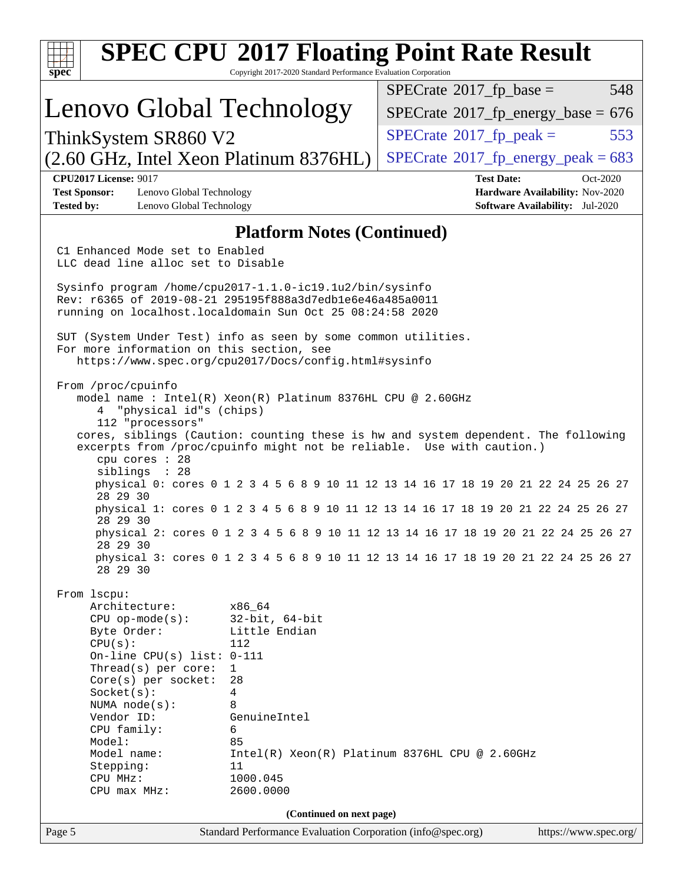# SPEC CPU 2017 Floating Point Rate Result

Copyright 2017-2020 Standard Performance Evaluation Corporation

## Lenovo Global Technology

ThinkSystem SR860 V2
(2.60 GHz, Intel Xeon Platinum 8376HL)

| | |
|---|---|
| SPECrate 2017_fp_base = | 548 |
| SPECrate 2017_fp_energy_base = | 676 |
| SPECrate 2017_fp_peak = | 553 |
| SPECrate 2017_fp_energy_peak = | 683 |

**CPU2017 License:** 9017
**Test Sponsor:** Lenovo Global Technology
**Tested by:** Lenovo Global Technology

**Test Date:** Oct-2020
**Hardware Availability:** Nov-2020
**Software Availability:** Jul-2020

### Platform Notes (Continued)

```
C1 Enhanced Mode set to Enabled
LLC dead line alloc set to Disable

Sysinfo program /home/cpu2017-1.1.0-ic19.1u2/bin/sysinfo
Rev: r6365 of 2019-08-21 295195f888a3d7edb1e6e46a485a0011
running on localhost.localdomain Sun Oct 25 08:24:58 2020

SUT (System Under Test) info as seen by some common utilities.
For more information on this section, see
   https://www.spec.org/cpu2017/Docs/config.html#sysinfo

From /proc/cpuinfo
   model name : Intel(R) Xeon(R) Platinum 8376HL CPU @ 2.60GHz
      4  "physical id"s (chips)
      112 "processors"
   cores, siblings (Caution: counting these is hw and system dependent. The following
   excerpts from /proc/cpuinfo might not be reliable.  Use with caution.)
      cpu cores : 28
      siblings  : 28
      physical 0: cores 0 1 2 3 4 5 6 8 9 10 11 12 13 14 16 17 18 19 20 21 22 24 25 26 27
      28 29 30
      physical 1: cores 0 1 2 3 4 5 6 8 9 10 11 12 13 14 16 17 18 19 20 21 22 24 25 26 27
      28 29 30
      physical 2: cores 0 1 2 3 4 5 6 8 9 10 11 12 13 14 16 17 18 19 20 21 22 24 25 26 27
      28 29 30
      physical 3: cores 0 1 2 3 4 5 6 8 9 10 11 12 13 14 16 17 18 19 20 21 22 24 25 26 27
      28 29 30

From lscpu:
     Architecture:        x86_64
     CPU op-mode(s):      32-bit, 64-bit
     Byte Order:          Little Endian
     CPU(s):              112
     On-line CPU(s) list: 0-111
     Thread(s) per core:  1
     Core(s) per socket:  28
     Socket(s):           4
     NUMA node(s):        8
     Vendor ID:           GenuineIntel
     CPU family:          6
     Model:               85
     Model name:          Intel(R) Xeon(R) Platinum 8376HL CPU @ 2.60GHz
     Stepping:            11
     CPU MHz:             1000.045
     CPU max MHz:         2600.0000
```

(Continued on next page)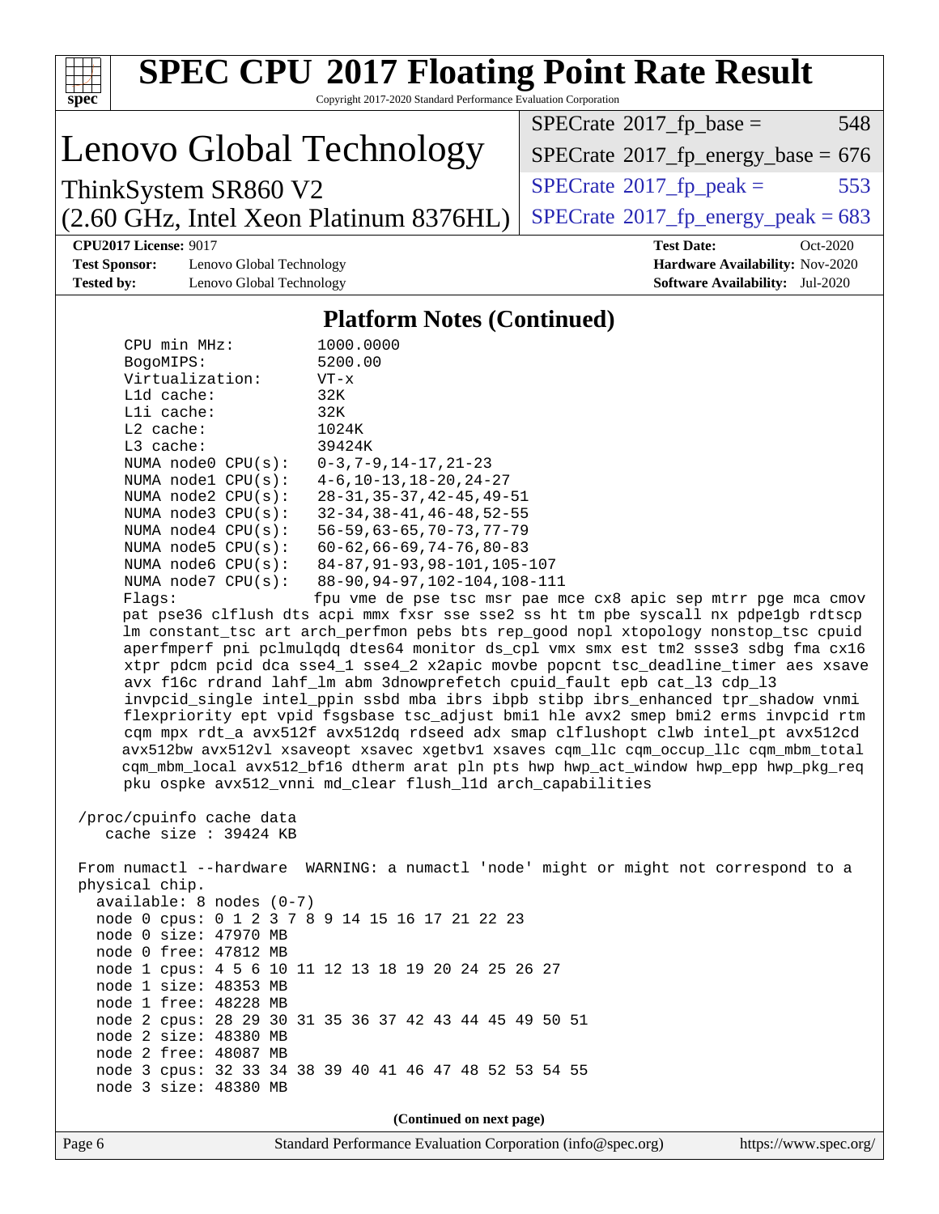# SPEC CPU 2017 Floating Point Rate Result

Copyright 2017-2020 Standard Performance Evaluation Corporation

## Lenovo Global Technology

ThinkSystem SR860 V2
(2.60 GHz, Intel Xeon Platinum 8376HL)

| | |
|---|---|
| SPECrate 2017_fp_base = | 548 |
| SPECrate 2017_fp_energy_base = | 676 |
| SPECrate 2017_fp_peak = | 553 |
| SPECrate 2017_fp_energy_peak = | 683 |

**CPU2017 License:** 9017
**Test Sponsor:** Lenovo Global Technology
**Tested by:** Lenovo Global Technology
**Test Date:** Oct-2020
**Hardware Availability:** Nov-2020
**Software Availability:** Jul-2020

### Platform Notes (Continued)

```
     CPU min MHz:         1000.0000
     BogoMIPS:            5200.00
     Virtualization:      VT-x
     L1d cache:           32K
     L1i cache:           32K
     L2 cache:            1024K
     L3 cache:            39424K
     NUMA node0 CPU(s):   0-3,7-9,14-17,21-23
     NUMA node1 CPU(s):   4-6,10-13,18-20,24-27
     NUMA node2 CPU(s):   28-31,35-37,42-45,49-51
     NUMA node3 CPU(s):   32-34,38-41,46-48,52-55
     NUMA node4 CPU(s):   56-59,63-65,70-73,77-79
     NUMA node5 CPU(s):   60-62,66-69,74-76,80-83
     NUMA node6 CPU(s):   84-87,91-93,98-101,105-107
     NUMA node7 CPU(s):   88-90,94-97,102-104,108-111
     Flags:               fpu vme de pse tsc msr pae mce cx8 apic sep mtrr pge mca cmov
     pat pse36 clflush dts acpi mmx fxsr sse sse2 ss ht tm pbe syscall nx pdpe1gb rdtscp
     lm constant_tsc art arch_perfmon pebs bts rep_good nopl xtopology nonstop_tsc cpuid
     aperfmperf pni pclmulqdq dtes64 monitor ds_cpl vmx smx est tm2 ssse3 sdbg fma cx16
     xtpr pdcm pcid dca sse4_1 sse4_2 x2apic movbe popcnt tsc_deadline_timer aes xsave
     avx f16c rdrand lahf_lm abm 3dnowprefetch cpuid_fault epb cat_l3 cdp_l3
     invpcid_single intel_ppin ssbd mba ibrs ibpb stibp ibrs_enhanced tpr_shadow vnmi
     flexpriority ept vpid fsgsbase tsc_adjust bmi1 hle avx2 smep bmi2 erms invpcid rtm
     cqm mpx rdt_a avx512f avx512dq rdseed adx smap clflushopt clwb intel_pt avx512cd
     avx512bw avx512vl xsaveopt xsavec xgetbv1 xsaves cqm_llc cqm_occup_llc cqm_mbm_total
     cqm_mbm_local avx512_bf16 dtherm arat pln pts hwp hwp_act_window hwp_epp hwp_pkg_req
     pku ospke avx512_vnni md_clear flush_l1d arch_capabilities

 /proc/cpuinfo cache data
    cache size : 39424 KB

 From numactl --hardware  WARNING: a numactl 'node' might or might not correspond to a
 physical chip.
   available: 8 nodes (0-7)
   node 0 cpus: 0 1 2 3 7 8 9 14 15 16 17 21 22 23
   node 0 size: 47970 MB
   node 0 free: 47812 MB
   node 1 cpus: 4 5 6 10 11 12 13 18 19 20 24 25 26 27
   node 1 size: 48353 MB
   node 1 free: 48228 MB
   node 2 cpus: 28 29 30 31 35 36 37 42 43 44 45 49 50 51
   node 2 size: 48380 MB
   node 2 free: 48087 MB
   node 3 cpus: 32 33 34 38 39 40 41 46 47 48 52 53 54 55
   node 3 size: 48380 MB
```

**(Continued on next page)**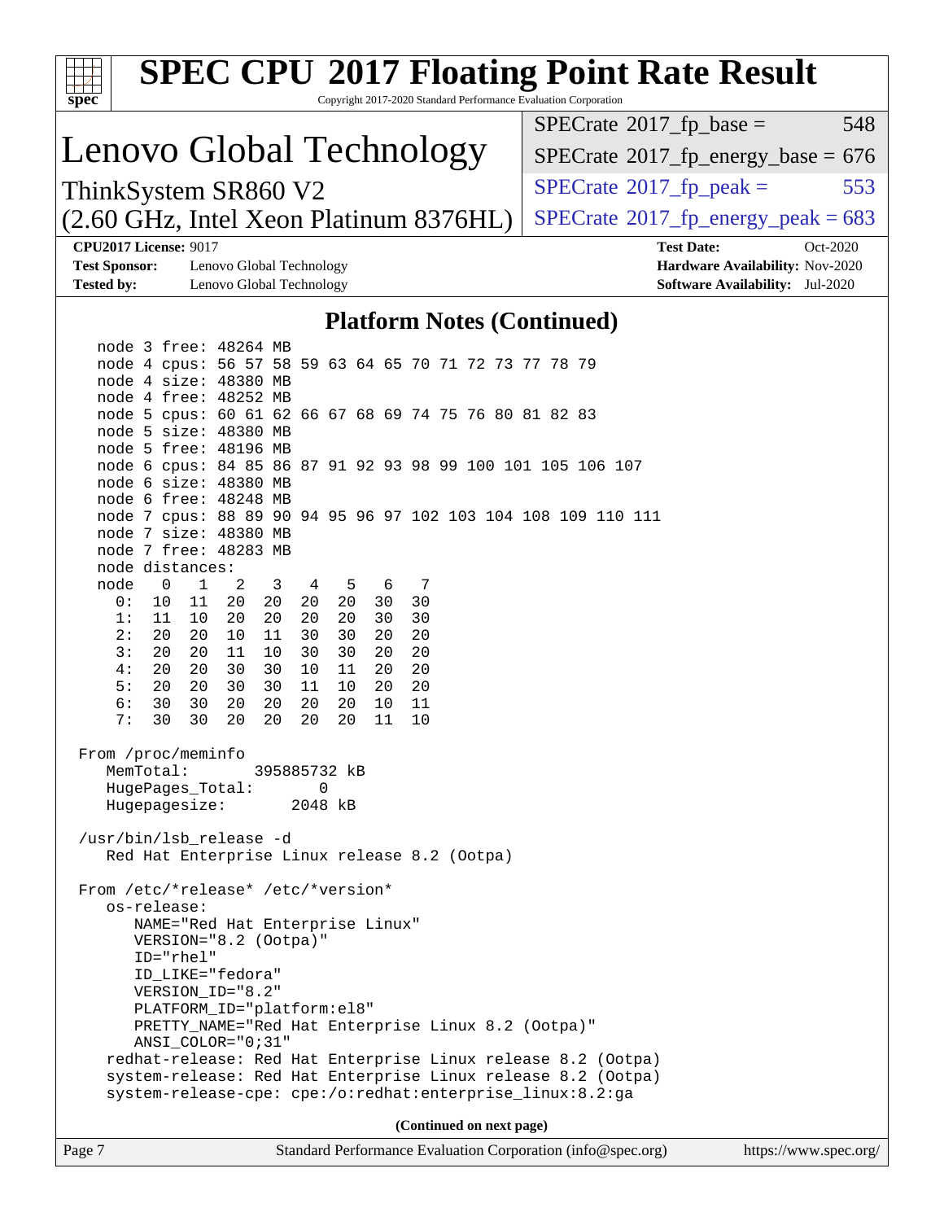# SPEC CPU 2017 Floating Point Rate Result

Copyright 2017-2020 Standard Performance Evaluation Corporation

## Lenovo Global Technology

ThinkSystem SR860 V2
(2.60 GHz, Intel Xeon Platinum 8376HL)

| | |
|---|---|
| SPECrate 2017_fp_base = | 548 |
| SPECrate 2017_fp_energy_base = | 676 |
| SPECrate 2017_fp_peak = | 553 |
| SPECrate 2017_fp_energy_peak = | 683 |

**CPU2017 License:** 9017
**Test Sponsor:** Lenovo Global Technology
**Tested by:** Lenovo Global Technology
**Test Date:** Oct-2020
**Hardware Availability:** Nov-2020
**Software Availability:** Jul-2020

## Platform Notes (Continued)

```
   node 3 free: 48264 MB
   node 4 cpus: 56 57 58 59 63 64 65 70 71 72 73 77 78 79
   node 4 size: 48380 MB
   node 4 free: 48252 MB
   node 5 cpus: 60 61 62 66 67 68 69 74 75 76 80 81 82 83
   node 5 size: 48380 MB
   node 5 free: 48196 MB
   node 6 cpus: 84 85 86 87 91 92 93 98 99 100 101 105 106 107
   node 6 size: 48380 MB
   node 6 free: 48248 MB
   node 7 cpus: 88 89 90 94 95 96 97 102 103 104 108 109 110 111
   node 7 size: 48380 MB
   node 7 free: 48283 MB
   node distances:
   node   0   1   2   3   4   5   6   7
     0:  10  11  20  20  20  20  30  30
     1:  11  10  20  20  20  20  30  30
     2:  20  20  10  11  30  30  20  20
     3:  20  20  11  10  30  30  20  20
     4:  20  20  30  30  10  11  20  20
     5:  20  20  30  30  11  10  20  20
     6:  30  30  20  20  20  20  10  11
     7:  30  30  20  20  20  20  11  10

 From /proc/meminfo
    MemTotal:       395885732 kB
    HugePages_Total:       0
    Hugepagesize:       2048 kB

 /usr/bin/lsb_release -d
    Red Hat Enterprise Linux release 8.2 (Ootpa)

 From /etc/*release* /etc/*version*
    os-release:
       NAME="Red Hat Enterprise Linux"
       VERSION="8.2 (Ootpa)"
       ID="rhel"
       ID_LIKE="fedora"
       VERSION_ID="8.2"
       PLATFORM_ID="platform:el8"
       PRETTY_NAME="Red Hat Enterprise Linux 8.2 (Ootpa)"
       ANSI_COLOR="0;31"
    redhat-release: Red Hat Enterprise Linux release 8.2 (Ootpa)
    system-release: Red Hat Enterprise Linux release 8.2 (Ootpa)
    system-release-cpe: cpe:/o:redhat:enterprise_linux:8.2:ga
```

(Continued on next page)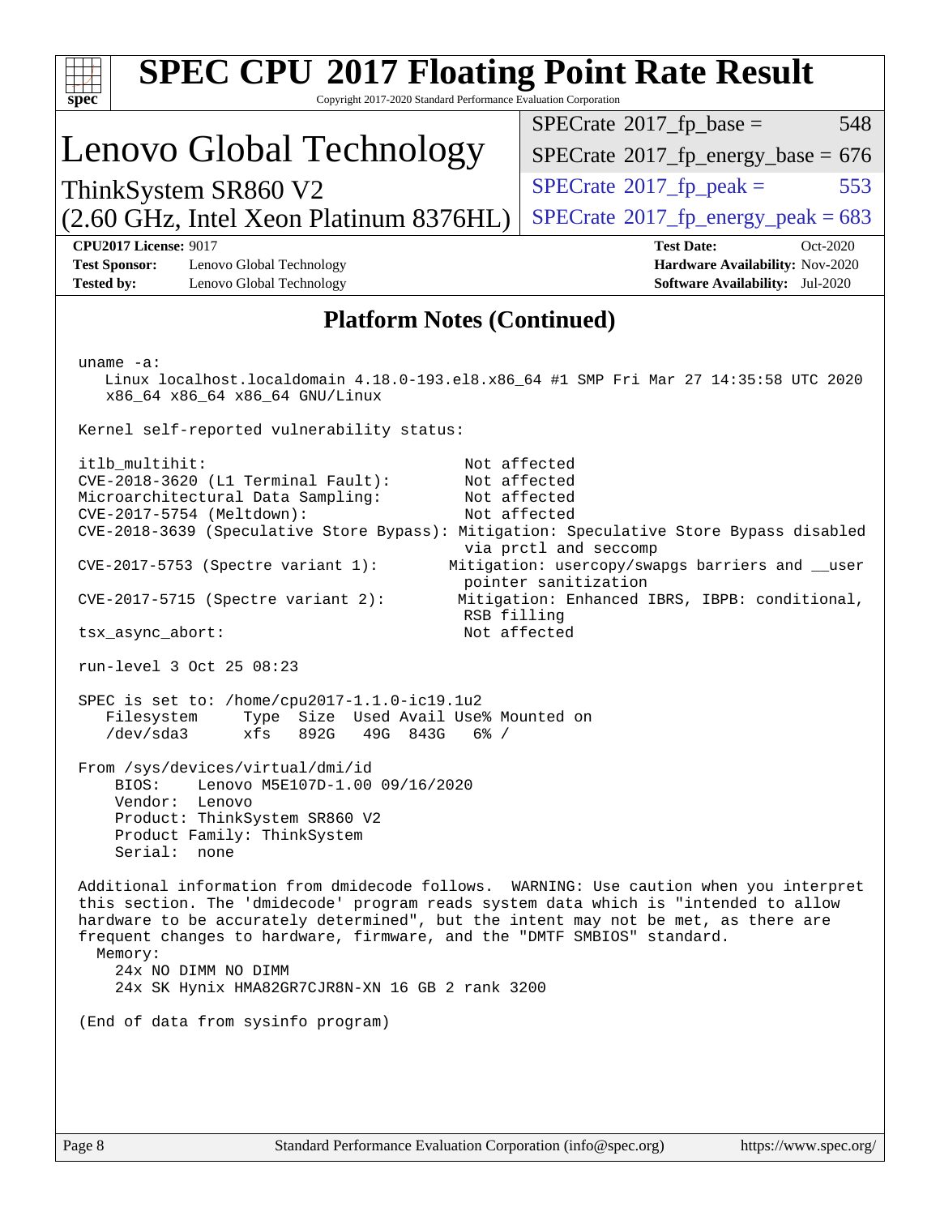# SPEC CPU 2017 Floating Point Rate Result

Copyright 2017-2020 Standard Performance Evaluation Corporation

## Lenovo Global Technology

ThinkSystem SR860 V2
(2.60 GHz, Intel Xeon Platinum 8376HL)

| | |
|---|---|
| SPECrate 2017_fp_base = | 548 |
| SPECrate 2017_fp_energy_base = | 676 |
| SPECrate 2017_fp_peak = | 553 |
| SPECrate 2017_fp_energy_peak = | 683 |

**CPU2017 License:** 9017
**Test Sponsor:** Lenovo Global Technology
**Tested by:** Lenovo Global Technology
**Test Date:** Oct-2020
**Hardware Availability:** Nov-2020
**Software Availability:** Jul-2020

## Platform Notes (Continued)

```
uname -a:
   Linux localhost.localdomain 4.18.0-193.el8.x86_64 #1 SMP Fri Mar 27 14:35:58 UTC 2020
   x86_64 x86_64 x86_64 GNU/Linux

Kernel self-reported vulnerability status:

itlb_multihit:                              Not affected
CVE-2018-3620 (L1 Terminal Fault):          Not affected
Microarchitectural Data Sampling:           Not affected
CVE-2017-5754 (Meltdown):                   Not affected
CVE-2018-3639 (Speculative Store Bypass): Mitigation: Speculative Store Bypass disabled
                                            via prctl and seccomp
CVE-2017-5753 (Spectre variant 1):         Mitigation: usercopy/swapgs barriers and __user
                                            pointer sanitization
CVE-2017-5715 (Spectre variant 2):          Mitigation: Enhanced IBRS, IBPB: conditional,
                                            RSB filling
tsx_async_abort:                            Not affected

run-level 3 Oct 25 08:23

SPEC is set to: /home/cpu2017-1.1.0-ic19.1u2
   Filesystem     Type  Size  Used Avail Use% Mounted on
   /dev/sda3      xfs   892G   49G  843G   6% /

From /sys/devices/virtual/dmi/id
    BIOS:    Lenovo M5E107D-1.00 09/16/2020
    Vendor:  Lenovo
    Product: ThinkSystem SR860 V2
    Product Family: ThinkSystem
    Serial:  none

Additional information from dmidecode follows.  WARNING: Use caution when you interpret
this section. The 'dmidecode' program reads system data which is "intended to allow
hardware to be accurately determined", but the intent may not be met, as there are
frequent changes to hardware, firmware, and the "DMTF SMBIOS" standard.
  Memory:
    24x NO DIMM NO DIMM
    24x SK Hynix HMA82GR7CJR8N-XN 16 GB 2 rank 3200

(End of data from sysinfo program)
```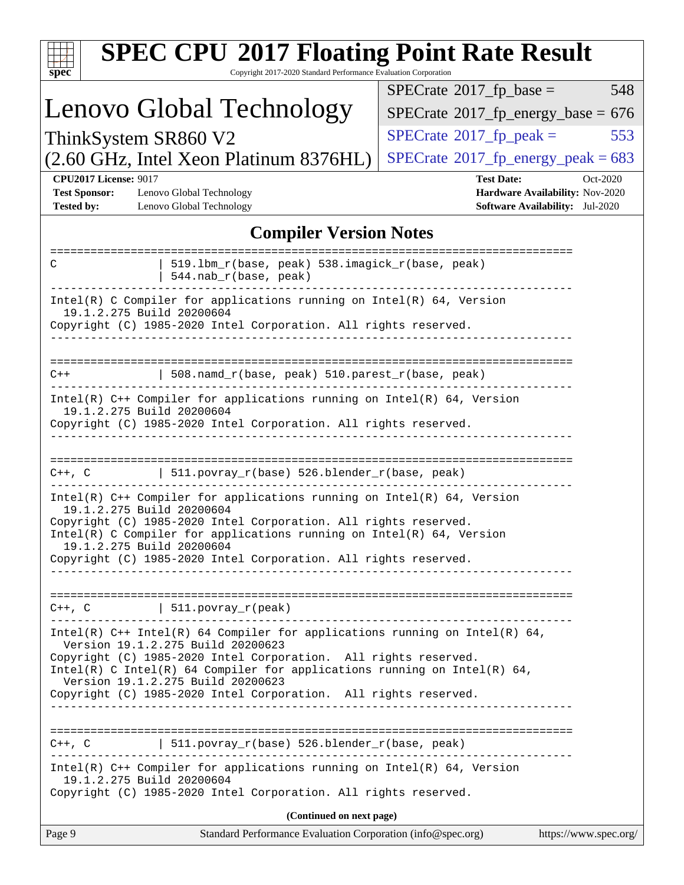# SPEC CPU 2017 Floating Point Rate Result

Copyright 2017-2020 Standard Performance Evaluation Corporation

# Lenovo Global Technology

ThinkSystem SR860 V2
(2.60 GHz, Intel Xeon Platinum 8376HL)

| | |
|---|---|
| SPECrate 2017_fp_base = | 548 |
| SPECrate 2017_fp_energy_base = | 676 |
| SPECrate 2017_fp_peak = | 553 |
| SPECrate 2017_fp_energy_peak = | 683 |

**CPU2017 License:** 9017
**Test Sponsor:** Lenovo Global Technology
**Tested by:** Lenovo Global Technology

**Test Date:** Oct-2020
**Hardware Availability:** Nov-2020
**Software Availability:** Jul-2020

## Compiler Version Notes

```
==============================================================================
C               | 519.lbm_r(base, peak) 538.imagick_r(base, peak)
                | 544.nab_r(base, peak)
------------------------------------------------------------------------------
Intel(R) C Compiler for applications running on Intel(R) 64, Version
  19.1.2.275 Build 20200604
Copyright (C) 1985-2020 Intel Corporation. All rights reserved.
------------------------------------------------------------------------------

==============================================================================
C++             | 508.namd_r(base, peak) 510.parest_r(base, peak)
------------------------------------------------------------------------------
Intel(R) C++ Compiler for applications running on Intel(R) 64, Version
  19.1.2.275 Build 20200604
Copyright (C) 1985-2020 Intel Corporation. All rights reserved.
------------------------------------------------------------------------------

==============================================================================
C++, C          | 511.povray_r(base) 526.blender_r(base, peak)
------------------------------------------------------------------------------
Intel(R) C++ Compiler for applications running on Intel(R) 64, Version
  19.1.2.275 Build 20200604
Copyright (C) 1985-2020 Intel Corporation. All rights reserved.
Intel(R) C Compiler for applications running on Intel(R) 64, Version
  19.1.2.275 Build 20200604
Copyright (C) 1985-2020 Intel Corporation. All rights reserved.
------------------------------------------------------------------------------

==============================================================================
C++, C          | 511.povray_r(peak)
------------------------------------------------------------------------------
Intel(R) C++ Intel(R) 64 Compiler for applications running on Intel(R) 64,
  Version 19.1.2.275 Build 20200623
Copyright (C) 1985-2020 Intel Corporation.  All rights reserved.
Intel(R) C Intel(R) 64 Compiler for applications running on Intel(R) 64,
  Version 19.1.2.275 Build 20200623
Copyright (C) 1985-2020 Intel Corporation.  All rights reserved.
------------------------------------------------------------------------------

==============================================================================
C++, C          | 511.povray_r(base) 526.blender_r(base, peak)
------------------------------------------------------------------------------
Intel(R) C++ Compiler for applications running on Intel(R) 64, Version
  19.1.2.275 Build 20200604
Copyright (C) 1985-2020 Intel Corporation. All rights reserved.
```

(Continued on next page)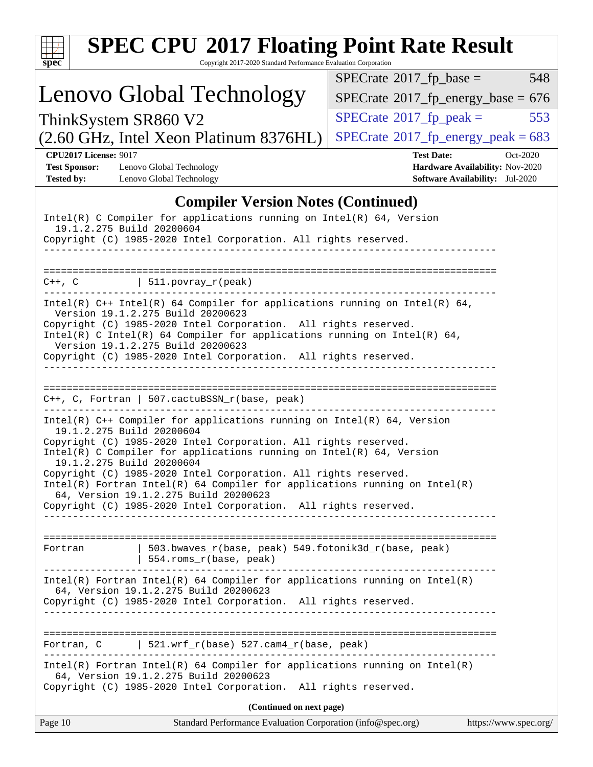# SPEC CPU 2017 Floating Point Rate Result

Copyright 2017-2020 Standard Performance Evaluation Corporation

## Lenovo Global Technology

ThinkSystem SR860 V2
(2.60 GHz, Intel Xeon Platinum 8376HL)

| | |
|---|---|
| SPECrate 2017_fp_base = | 548 |
| SPECrate 2017_fp_energy_base = | 676 |
| SPECrate 2017_fp_peak = | 553 |
| SPECrate 2017_fp_energy_peak = | 683 |

**CPU2017 License:** 9017
**Test Sponsor:** Lenovo Global Technology
**Tested by:** Lenovo Global Technology
**Test Date:** Oct-2020
**Hardware Availability:** Nov-2020
**Software Availability:** Jul-2020

### Compiler Version Notes (Continued)

```
Intel(R) C Compiler for applications running on Intel(R) 64, Version
  19.1.2.275 Build 20200604
Copyright (C) 1985-2020 Intel Corporation. All rights reserved.
------------------------------------------------------------------------------

==============================================================================
C++, C          | 511.povray_r(peak)
------------------------------------------------------------------------------
Intel(R) C++ Intel(R) 64 Compiler for applications running on Intel(R) 64,
  Version 19.1.2.275 Build 20200623
Copyright (C) 1985-2020 Intel Corporation.  All rights reserved.
Intel(R) C Intel(R) 64 Compiler for applications running on Intel(R) 64,
  Version 19.1.2.275 Build 20200623
Copyright (C) 1985-2020 Intel Corporation.  All rights reserved.
------------------------------------------------------------------------------

==============================================================================
C++, C, Fortran | 507.cactuBSSN_r(base, peak)
------------------------------------------------------------------------------
Intel(R) C++ Compiler for applications running on Intel(R) 64, Version
  19.1.2.275 Build 20200604
Copyright (C) 1985-2020 Intel Corporation. All rights reserved.
Intel(R) C Compiler for applications running on Intel(R) 64, Version
  19.1.2.275 Build 20200604
Copyright (C) 1985-2020 Intel Corporation. All rights reserved.
Intel(R) Fortran Intel(R) 64 Compiler for applications running on Intel(R)
  64, Version 19.1.2.275 Build 20200623
Copyright (C) 1985-2020 Intel Corporation.  All rights reserved.
------------------------------------------------------------------------------

==============================================================================
Fortran         | 503.bwaves_r(base, peak) 549.fotonik3d_r(base, peak)
                | 554.roms_r(base, peak)
------------------------------------------------------------------------------
Intel(R) Fortran Intel(R) 64 Compiler for applications running on Intel(R)
  64, Version 19.1.2.275 Build 20200623
Copyright (C) 1985-2020 Intel Corporation.  All rights reserved.
------------------------------------------------------------------------------

==============================================================================
Fortran, C      | 521.wrf_r(base) 527.cam4_r(base, peak)
------------------------------------------------------------------------------
Intel(R) Fortran Intel(R) 64 Compiler for applications running on Intel(R)
  64, Version 19.1.2.275 Build 20200623
Copyright (C) 1985-2020 Intel Corporation.  All rights reserved.
```

**(Continued on next page)**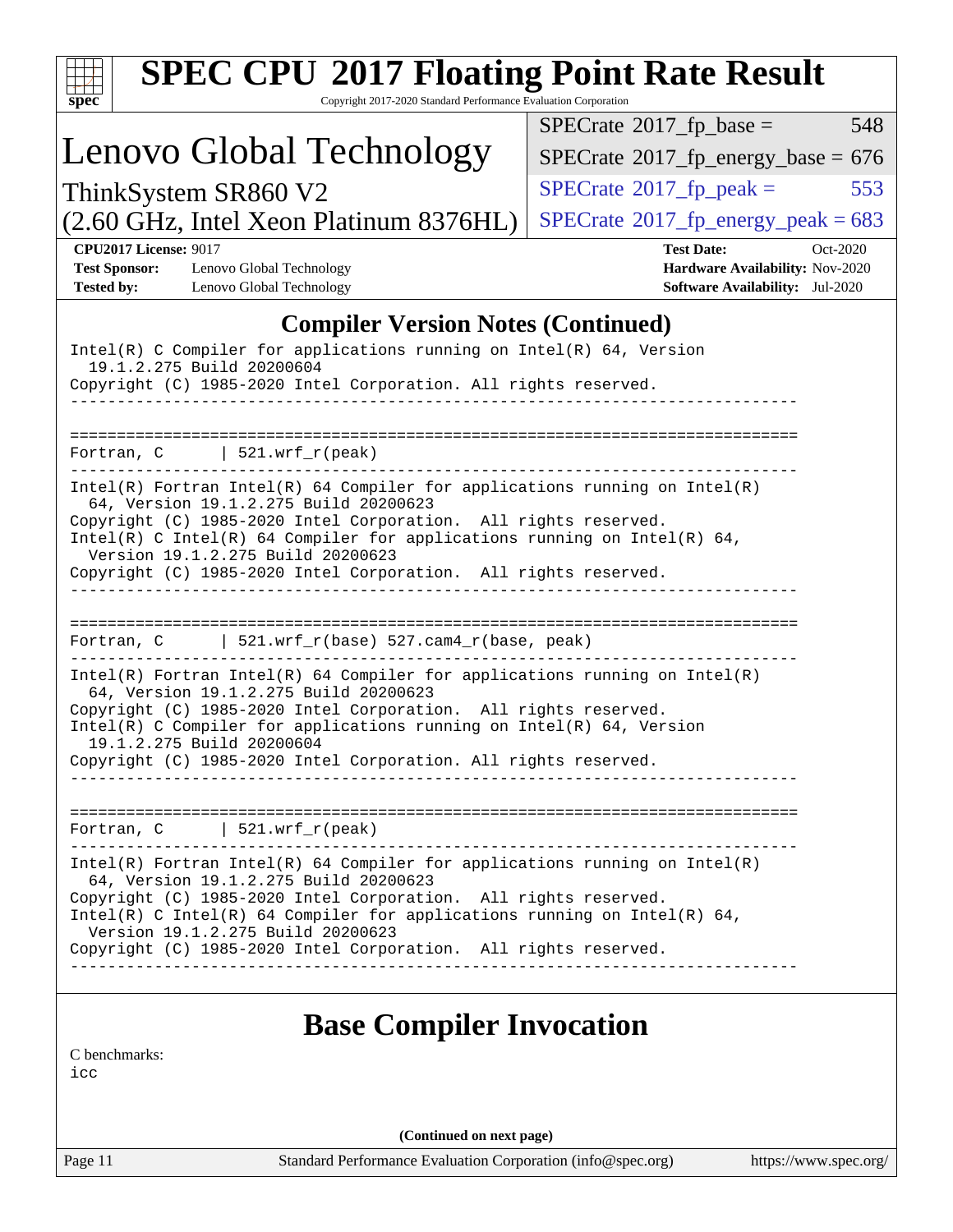# SPEC CPU 2017 Floating Point Rate Result

Copyright 2017-2020 Standard Performance Evaluation Corporation

## Lenovo Global Technology

ThinkSystem SR860 V2
(2.60 GHz, Intel Xeon Platinum 8376HL)

| | |
|---|---|
| SPECrate 2017_fp_base = | 548 |
| SPECrate 2017_fp_energy_base = | 676 |
| SPECrate 2017_fp_peak = | 553 |
| SPECrate 2017_fp_energy_peak = | 683 |

**CPU2017 License:** 9017
**Test Sponsor:** Lenovo Global Technology
**Tested by:** Lenovo Global Technology
**Test Date:** Oct-2020
**Hardware Availability:** Nov-2020
**Software Availability:** Jul-2020

## Compiler Version Notes (Continued)

```
Intel(R) C Compiler for applications running on Intel(R) 64, Version
  19.1.2.275 Build 20200604
Copyright (C) 1985-2020 Intel Corporation. All rights reserved.
------------------------------------------------------------------------------

==============================================================================
Fortran, C      | 521.wrf_r(peak)
------------------------------------------------------------------------------
Intel(R) Fortran Intel(R) 64 Compiler for applications running on Intel(R)
  64, Version 19.1.2.275 Build 20200623
Copyright (C) 1985-2020 Intel Corporation.  All rights reserved.
Intel(R) C Intel(R) 64 Compiler for applications running on Intel(R) 64,
  Version 19.1.2.275 Build 20200623
Copyright (C) 1985-2020 Intel Corporation.  All rights reserved.
------------------------------------------------------------------------------

==============================================================================
Fortran, C      | 521.wrf_r(base) 527.cam4_r(base, peak)
------------------------------------------------------------------------------
Intel(R) Fortran Intel(R) 64 Compiler for applications running on Intel(R)
  64, Version 19.1.2.275 Build 20200623
Copyright (C) 1985-2020 Intel Corporation.  All rights reserved.
Intel(R) C Compiler for applications running on Intel(R) 64, Version
  19.1.2.275 Build 20200604
Copyright (C) 1985-2020 Intel Corporation. All rights reserved.
------------------------------------------------------------------------------

==============================================================================
Fortran, C      | 521.wrf_r(peak)
------------------------------------------------------------------------------
Intel(R) Fortran Intel(R) 64 Compiler for applications running on Intel(R)
  64, Version 19.1.2.275 Build 20200623
Copyright (C) 1985-2020 Intel Corporation.  All rights reserved.
Intel(R) C Intel(R) 64 Compiler for applications running on Intel(R) 64,
  Version 19.1.2.275 Build 20200623
Copyright (C) 1985-2020 Intel Corporation.  All rights reserved.
------------------------------------------------------------------------------
```

## Base Compiler Invocation

C benchmarks:
icc

(Continued on next page)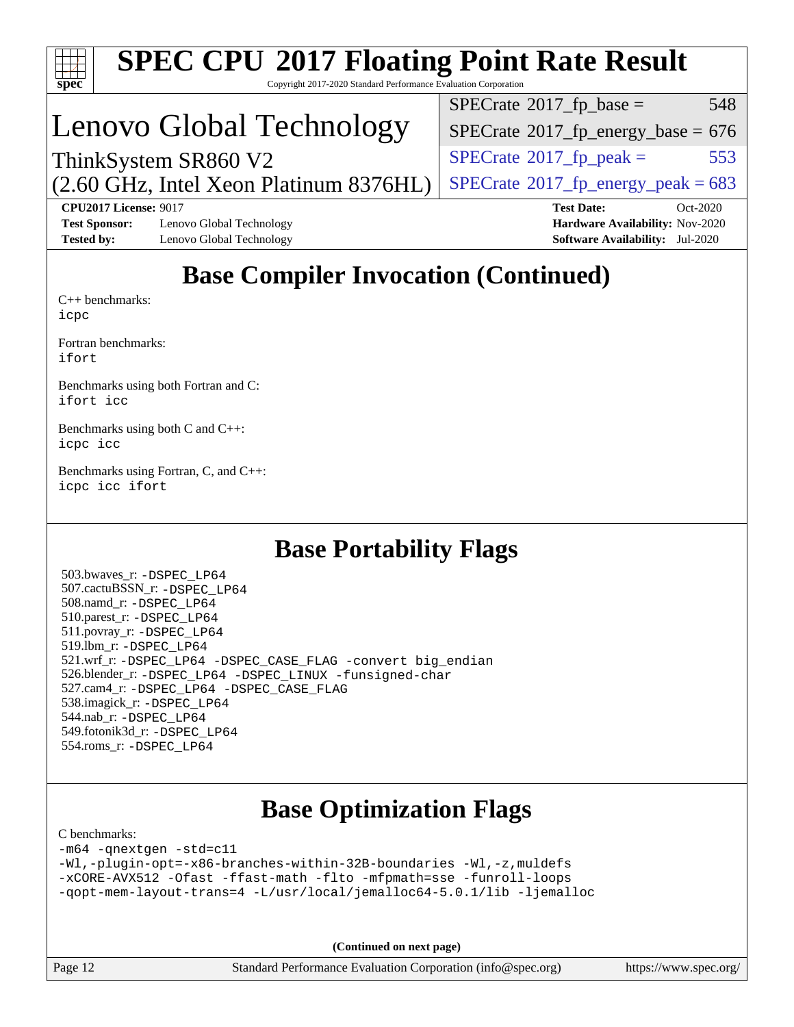# SPEC CPU 2017 Floating Point Rate Result

Copyright 2017-2020 Standard Performance Evaluation Corporation

## Lenovo Global Technology

ThinkSystem SR860 V2
(2.60 GHz, Intel Xeon Platinum 8376HL)

| | |
|---|---|
| SPECrate 2017_fp_base = | 548 |
| SPECrate 2017_fp_energy_base = | 676 |
| SPECrate 2017_fp_peak = | 553 |
| SPECrate 2017_fp_energy_peak = | 683 |

**CPU2017 License:** 9017
**Test Sponsor:** Lenovo Global Technology
**Tested by:** Lenovo Global Technology
**Test Date:** Oct-2020
**Hardware Availability:** Nov-2020
**Software Availability:** Jul-2020

## Base Compiler Invocation (Continued)

C++ benchmarks:
```
icpc
```

Fortran benchmarks:
```
ifort
```

Benchmarks using both Fortran and C:
```
ifort icc
```

Benchmarks using both C and C++:
```
icpc icc
```

Benchmarks using Fortran, C, and C++:
```
icpc icc ifort
```

## Base Portability Flags

503.bwaves_r: -DSPEC_LP64
507.cactuBSSN_r: -DSPEC_LP64
508.namd_r: -DSPEC_LP64
510.parest_r: -DSPEC_LP64
511.povray_r: -DSPEC_LP64
519.lbm_r: -DSPEC_LP64
521.wrf_r: -DSPEC_LP64 -DSPEC_CASE_FLAG -convert big_endian
526.blender_r: -DSPEC_LP64 -DSPEC_LINUX -funsigned-char
527.cam4_r: -DSPEC_LP64 -DSPEC_CASE_FLAG
538.imagick_r: -DSPEC_LP64
544.nab_r: -DSPEC_LP64
549.fotonik3d_r: -DSPEC_LP64
554.roms_r: -DSPEC_LP64

## Base Optimization Flags

C benchmarks:
```
-m64 -qnextgen -std=c11
-Wl,-plugin-opt=-x86-branches-within-32B-boundaries -Wl,-z,muldefs
-xCORE-AVX512 -Ofast -ffast-math -flto -mfpmath=sse -funroll-loops
-qopt-mem-layout-trans=4 -L/usr/local/jemalloc64-5.0.1/lib -ljemalloc
```

**(Continued on next page)**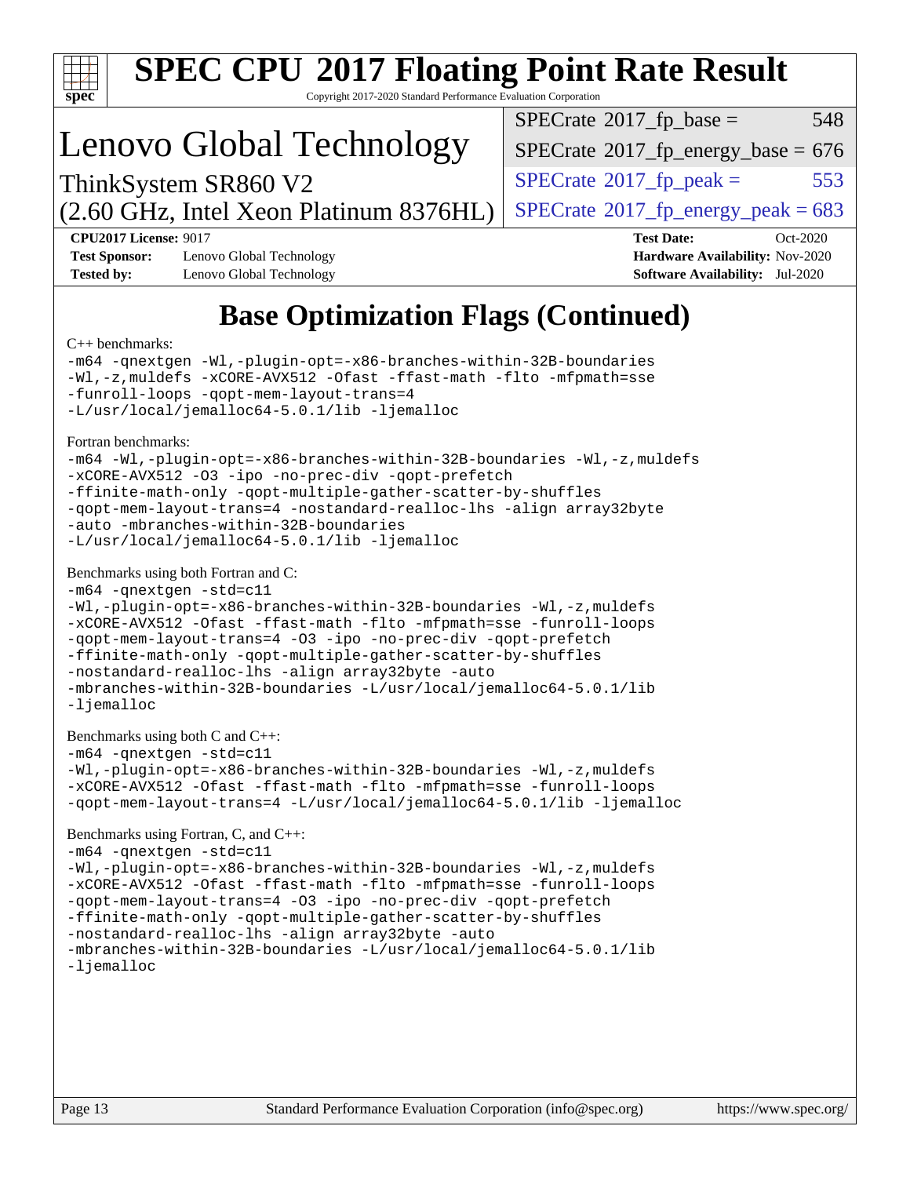# SPEC CPU 2017 Floating Point Rate Result

Copyright 2017-2020 Standard Performance Evaluation Corporation

## Lenovo Global Technology

ThinkSystem SR860 V2
(2.60 GHz, Intel Xeon Platinum 8376HL)

| | |
|---|---|
| SPECrate 2017_fp_base = | 548 |
| SPECrate 2017_fp_energy_base = | 676 |
| SPECrate 2017_fp_peak = | 553 |
| SPECrate 2017_fp_energy_peak = | 683 |

**CPU2017 License:** 9017
**Test Sponsor:** Lenovo Global Technology
**Tested by:** Lenovo Global Technology
**Test Date:** Oct-2020
**Hardware Availability:** Nov-2020
**Software Availability:** Jul-2020

# Base Optimization Flags (Continued)

C++ benchmarks:

```
-m64 -qnextgen -Wl,-plugin-opt=-x86-branches-within-32B-boundaries
-Wl,-z,muldefs -xCORE-AVX512 -Ofast -ffast-math -flto -mfpmath=sse
-funroll-loops -qopt-mem-layout-trans=4
-L/usr/local/jemalloc64-5.0.1/lib -ljemalloc
```

Fortran benchmarks:

```
-m64 -Wl,-plugin-opt=-x86-branches-within-32B-boundaries -Wl,-z,muldefs
-xCORE-AVX512 -O3 -ipo -no-prec-div -qopt-prefetch
-ffinite-math-only -qopt-multiple-gather-scatter-by-shuffles
-qopt-mem-layout-trans=4 -nostandard-realloc-lhs -align array32byte
-auto -mbranches-within-32B-boundaries
-L/usr/local/jemalloc64-5.0.1/lib -ljemalloc
```

Benchmarks using both Fortran and C:

```
-m64 -qnextgen -std=c11
-Wl,-plugin-opt=-x86-branches-within-32B-boundaries -Wl,-z,muldefs
-xCORE-AVX512 -Ofast -ffast-math -flto -mfpmath=sse -funroll-loops
-qopt-mem-layout-trans=4 -O3 -ipo -no-prec-div -qopt-prefetch
-ffinite-math-only -qopt-multiple-gather-scatter-by-shuffles
-nostandard-realloc-lhs -align array32byte -auto
-mbranches-within-32B-boundaries -L/usr/local/jemalloc64-5.0.1/lib
-ljemalloc
```

Benchmarks using both C and C++:

```
-m64 -qnextgen -std=c11
-Wl,-plugin-opt=-x86-branches-within-32B-boundaries -Wl,-z,muldefs
-xCORE-AVX512 -Ofast -ffast-math -flto -mfpmath=sse -funroll-loops
-qopt-mem-layout-trans=4 -L/usr/local/jemalloc64-5.0.1/lib -ljemalloc
```

Benchmarks using Fortran, C, and C++:

```
-m64 -qnextgen -std=c11
-Wl,-plugin-opt=-x86-branches-within-32B-boundaries -Wl,-z,muldefs
-xCORE-AVX512 -Ofast -ffast-math -flto -mfpmath=sse -funroll-loops
-qopt-mem-layout-trans=4 -O3 -ipo -no-prec-div -qopt-prefetch
-ffinite-math-only -qopt-multiple-gather-scatter-by-shuffles
-nostandard-realloc-lhs -align array32byte -auto
-mbranches-within-32B-boundaries -L/usr/local/jemalloc64-5.0.1/lib
-ljemalloc
```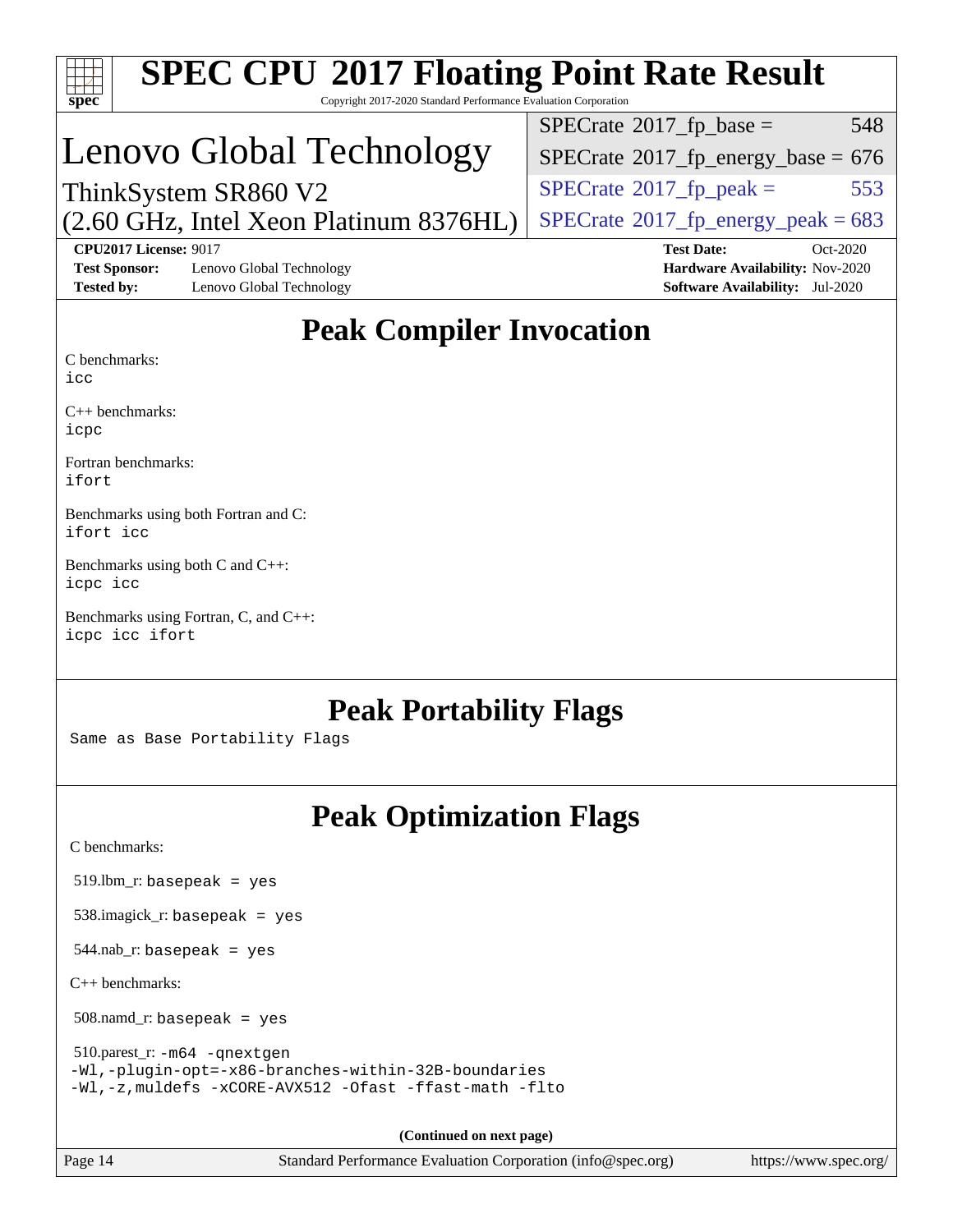# SPEC CPU 2017 Floating Point Rate Result

Copyright 2017-2020 Standard Performance Evaluation Corporation

## Lenovo Global Technology

ThinkSystem SR860 V2
(2.60 GHz, Intel Xeon Platinum 8376HL)

| | |
|---|---|
| SPECrate 2017_fp_base = | 548 |
| SPECrate 2017_fp_energy_base = | 676 |
| SPECrate 2017_fp_peak = | 553 |
| SPECrate 2017_fp_energy_peak = | 683 |

**CPU2017 License:** 9017
**Test Sponsor:** Lenovo Global Technology
**Tested by:** Lenovo Global Technology
**Test Date:** Oct-2020
**Hardware Availability:** Nov-2020
**Software Availability:** Jul-2020

## Peak Compiler Invocation

C benchmarks:
```
icc
```

C++ benchmarks:
```
icpc
```

Fortran benchmarks:
```
ifort
```

Benchmarks using both Fortran and C:
```
ifort icc
```

Benchmarks using both C and C++:
```
icpc icc
```

Benchmarks using Fortran, C, and C++:
```
icpc icc ifort
```

## Peak Portability Flags

Same as Base Portability Flags

## Peak Optimization Flags

C benchmarks:

519.lbm_r: `basepeak = yes`

538.imagick_r: `basepeak = yes`

544.nab_r: `basepeak = yes`

C++ benchmarks:

508.namd_r: `basepeak = yes`

510.parest_r:
```
-m64 -qnextgen
-Wl,-plugin-opt=-x86-branches-within-32B-boundaries
-Wl,-z,muldefs -xCORE-AVX512 -Ofast -ffast-math -flto
```

(Continued on next page)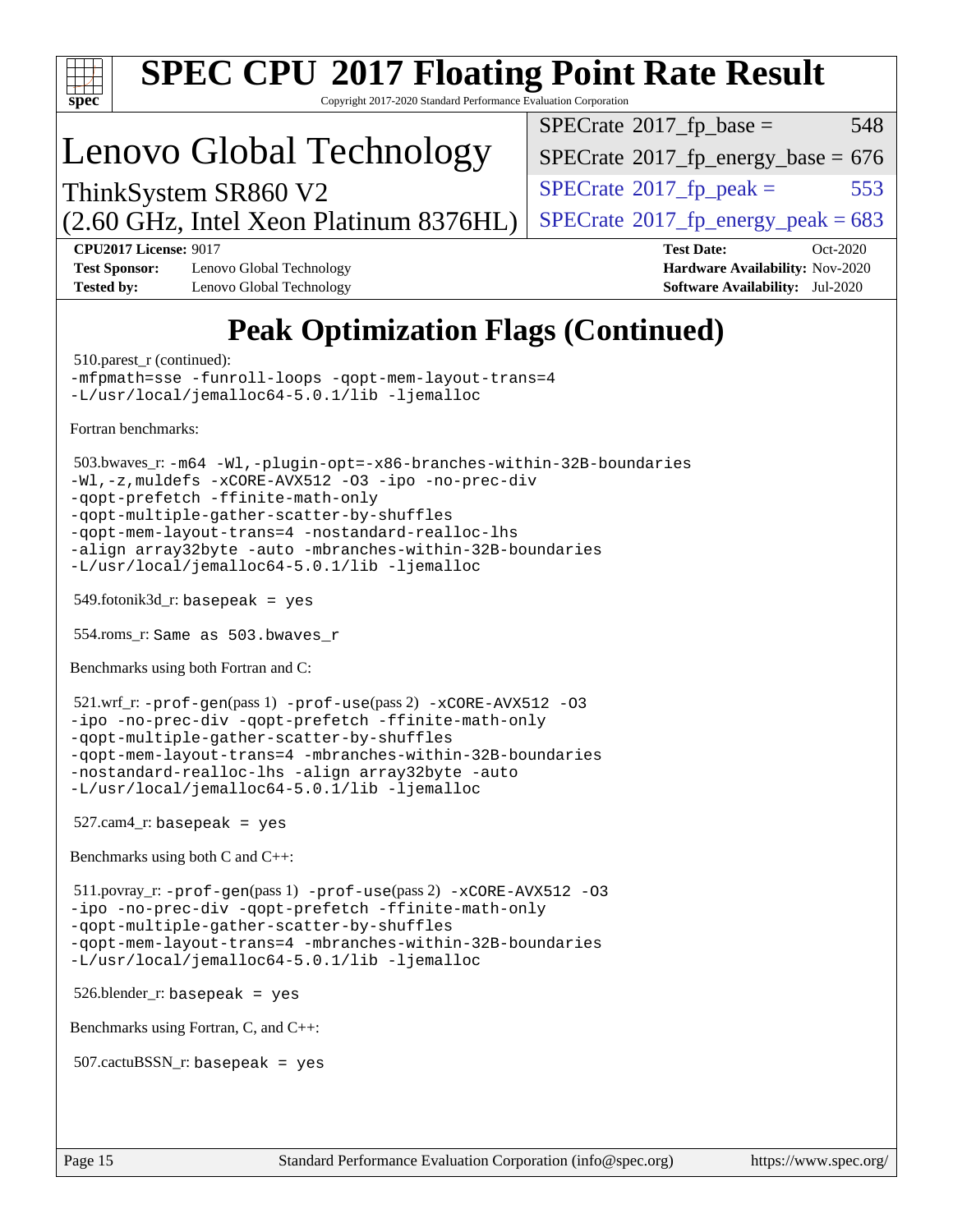# SPEC CPU 2017 Floating Point Rate Result

Copyright 2017-2020 Standard Performance Evaluation Corporation

# Lenovo Global Technology

ThinkSystem SR860 V2
(2.60 GHz, Intel Xeon Platinum 8376HL)

| | |
|---|---|
| SPECrate 2017_fp_base = | 548 |
| SPECrate 2017_fp_energy_base = | 676 |
| SPECrate 2017_fp_peak = | 553 |
| SPECrate 2017_fp_energy_peak = | 683 |

**CPU2017 License:** 9017
**Test Sponsor:** Lenovo Global Technology
**Tested by:** Lenovo Global Technology
**Test Date:** Oct-2020
**Hardware Availability:** Nov-2020
**Software Availability:** Jul-2020

## Peak Optimization Flags (Continued)

510.parest_r (continued):

```
-mfpmath=sse -funroll-loops -qopt-mem-layout-trans=4
-L/usr/local/jemalloc64-5.0.1/lib -ljemalloc
```

Fortran benchmarks:

503.bwaves_r:
```
-m64 -Wl,-plugin-opt=-x86-branches-within-32B-boundaries
-Wl,-z,muldefs -xCORE-AVX512 -O3 -ipo -no-prec-div
-qopt-prefetch -ffinite-math-only
-qopt-multiple-gather-scatter-by-shuffles
-qopt-mem-layout-trans=4 -nostandard-realloc-lhs
-align array32byte -auto -mbranches-within-32B-boundaries
-L/usr/local/jemalloc64-5.0.1/lib -ljemalloc
```

549.fotonik3d_r: `basepeak = yes`

554.roms_r: `Same as 503.bwaves_r`

Benchmarks using both Fortran and C:

521.wrf_r:
```
-prof-gen(pass 1) -prof-use(pass 2) -xCORE-AVX512 -O3
-ipo -no-prec-div -qopt-prefetch -ffinite-math-only
-qopt-multiple-gather-scatter-by-shuffles
-qopt-mem-layout-trans=4 -mbranches-within-32B-boundaries
-nostandard-realloc-lhs -align array32byte -auto
-L/usr/local/jemalloc64-5.0.1/lib -ljemalloc
```

527.cam4_r: `basepeak = yes`

Benchmarks using both C and C++:

511.povray_r:
```
-prof-gen(pass 1) -prof-use(pass 2) -xCORE-AVX512 -O3
-ipo -no-prec-div -qopt-prefetch -ffinite-math-only
-qopt-multiple-gather-scatter-by-shuffles
-qopt-mem-layout-trans=4 -mbranches-within-32B-boundaries
-L/usr/local/jemalloc64-5.0.1/lib -ljemalloc
```

526.blender_r: `basepeak = yes`

Benchmarks using Fortran, C, and C++:

507.cactuBSSN_r: `basepeak = yes`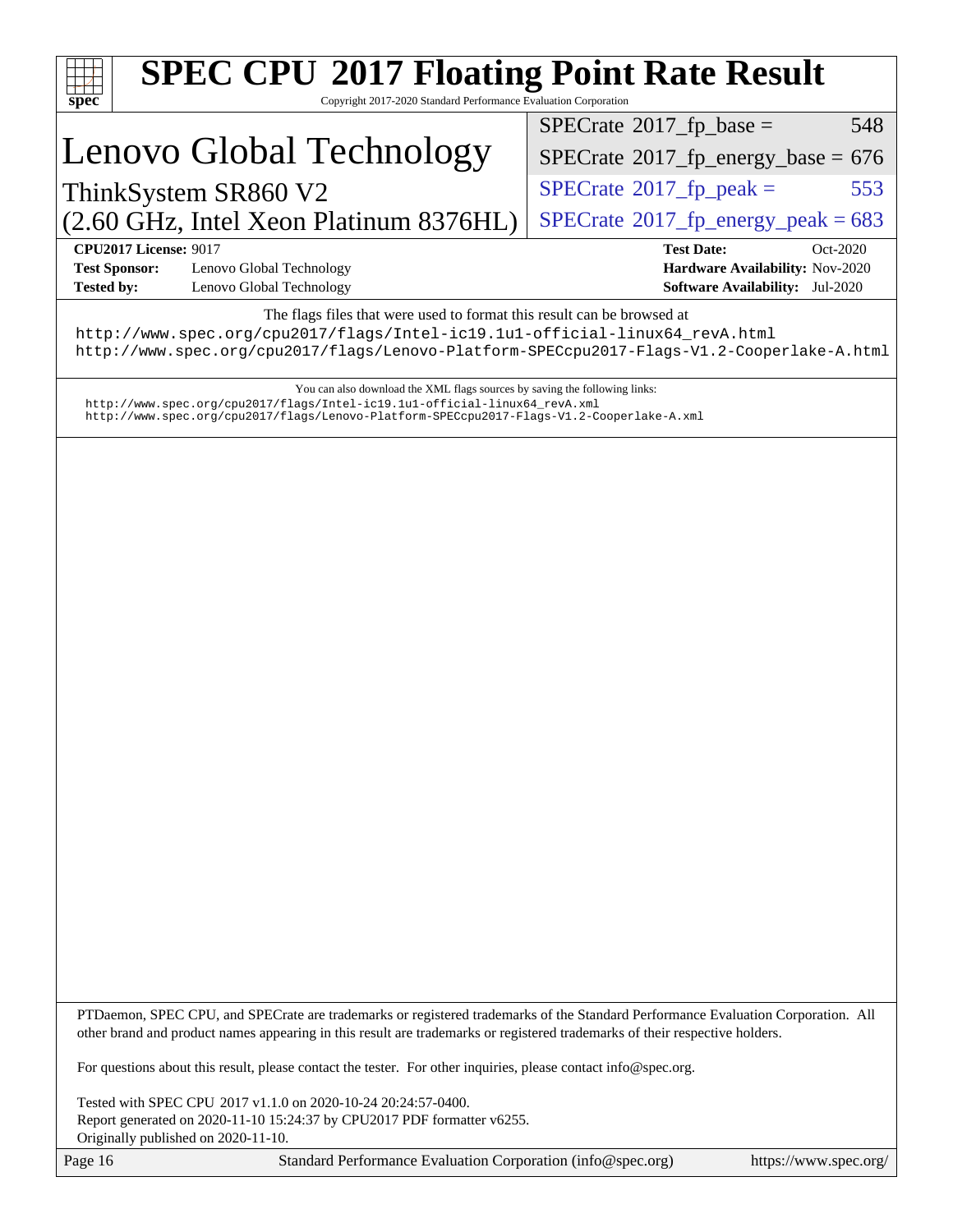# SPEC CPU 2017 Floating Point Rate Result

Copyright 2017-2020 Standard Performance Evaluation Corporation

# Lenovo Global Technology

ThinkSystem SR860 V2
(2.60 GHz, Intel Xeon Platinum 8376HL)

| | |
|---|---|
| SPECrate 2017_fp_base = | 548 |
| SPECrate 2017_fp_energy_base = | 676 |
| SPECrate 2017_fp_peak = | 553 |
| SPECrate 2017_fp_energy_peak = | 683 |

**CPU2017 License:** 9017
**Test Sponsor:** Lenovo Global Technology
**Tested by:** Lenovo Global Technology

**Test Date:** Oct-2020
**Hardware Availability:** Nov-2020
**Software Availability:** Jul-2020

The flags files that were used to format this result can be browsed at
http://www.spec.org/cpu2017/flags/Intel-ic19.1u1-official-linux64_revA.html
http://www.spec.org/cpu2017/flags/Lenovo-Platform-SPECcpu2017-Flags-V1.2-Cooperlake-A.html

You can also download the XML flags sources by saving the following links:
http://www.spec.org/cpu2017/flags/Intel-ic19.1u1-official-linux64_revA.xml
http://www.spec.org/cpu2017/flags/Lenovo-Platform-SPECcpu2017-Flags-V1.2-Cooperlake-A.xml

PTDaemon, SPEC CPU, and SPECrate are trademarks or registered trademarks of the Standard Performance Evaluation Corporation. All other brand and product names appearing in this result are trademarks or registered trademarks of their respective holders.

For questions about this result, please contact the tester. For other inquiries, please contact info@spec.org.

Tested with SPEC CPU 2017 v1.1.0 on 2020-10-24 20:24:57-0400.
Report generated on 2020-11-10 15:24:37 by CPU2017 PDF formatter v6255.
Originally published on 2020-11-10.